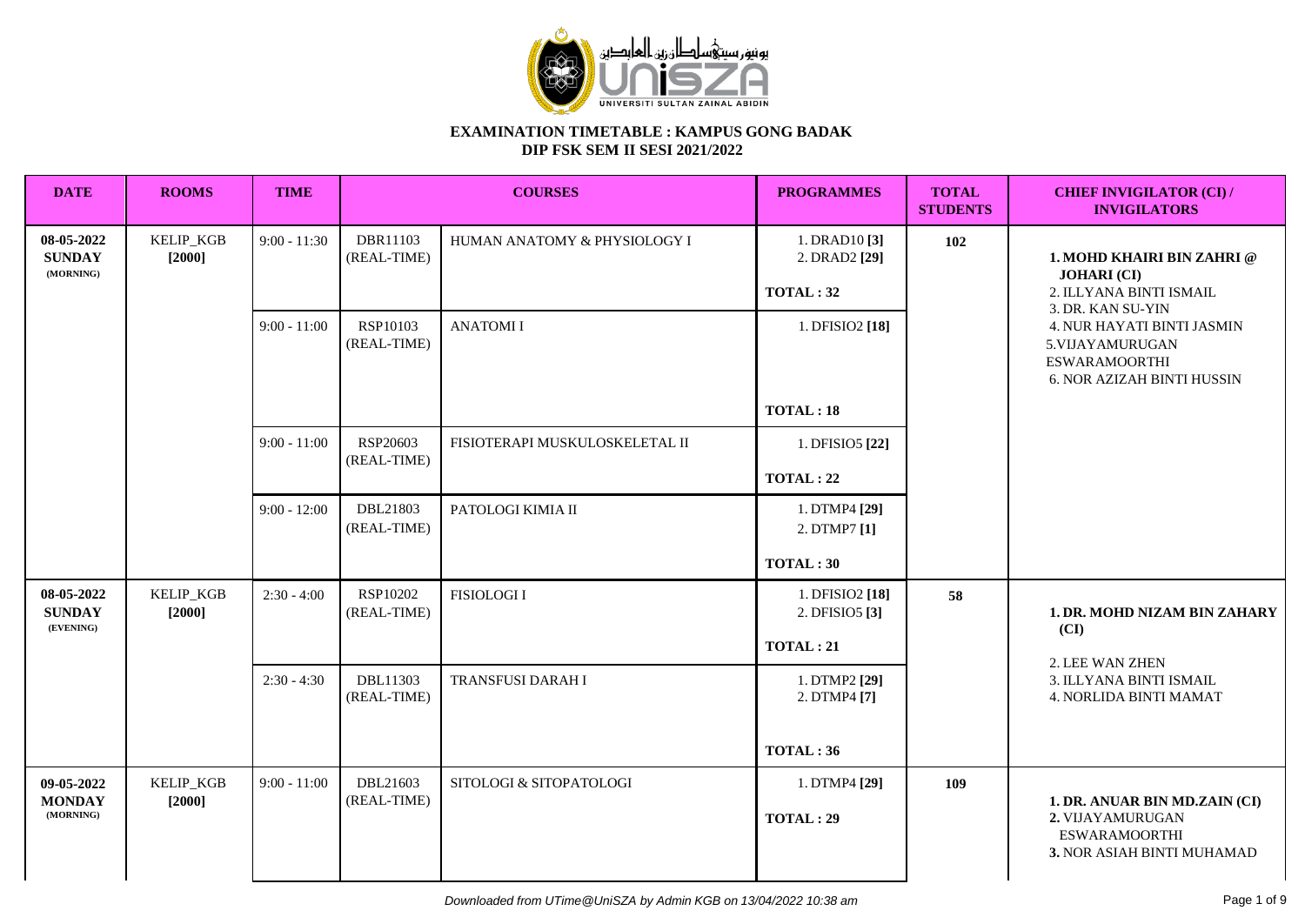**EXAMINATION TIMETABLE : KAMPUS GONG BADAK**
**DIP FSK SEM II SESI 2021/2022**

| DATE | ROOMS | TIME | COURSES | | PROGRAMMES | TOTAL STUDENTS | CHIEF INVIGILATOR (CI) / INVIGILATORS |
|---|---|---|---|---|---|---|---|
| **08-05-2022 SUNDAY (MORNING)** | KELIP_KGB **[2000]** | 9:00 - 11:30 | DBR11103 (REAL-TIME) | HUMAN ANATOMY & PHYSIOLOGY I | 1. DRAD10 **[3]** 2. DRAD2 **[29]** **TOTAL : 32** | **102** | **1. MOHD KHAIRI BIN ZAHRI @ JOHARI (CI)** 2. ILLYANA BINTI ISMAIL 3. DR. KAN SU-YIN 4. NUR HAYATI BINTI JASMIN 5.VIJAYAMURUGAN ESWARAMOORTHI 6. NOR AZIZAH BINTI HUSSIN |
| | | 9:00 - 11:00 | RSP10103 (REAL-TIME) | ANATOMI I | 1. DFISIO2 **[18]** **TOTAL : 18** | | |
| | | 9:00 - 11:00 | RSP20603 (REAL-TIME) | FISIOTERAPI MUSKULOSKELETAL II | 1. DFISIO5 **[22]** **TOTAL : 22** | | |
| | | 9:00 - 12:00 | DBL21803 (REAL-TIME) | PATOLOGI KIMIA II | 1. DTMP4 **[29]** 2. DTMP7 **[1]** **TOTAL : 30** | | |
| **08-05-2022 SUNDAY (EVENING)** | KELIP_KGB **[2000]** | 2:30 - 4:00 | RSP10202 (REAL-TIME) | FISIOLOGI I | 1. DFISIO2 **[18]** 2. DFISIO5 **[3]** **TOTAL : 21** | **58** | **1. DR. MOHD NIZAM BIN ZAHARY (CI)** 2. LEE WAN ZHEN 3. ILLYANA BINTI ISMAIL 4. NORLIDA BINTI MAMAT |
| | | 2:30 - 4:30 | DBL11303 (REAL-TIME) | TRANSFUSI DARAH I | 1. DTMP2 **[29]** 2. DTMP4 **[7]** **TOTAL : 36** | | |
| **09-05-2022 MONDAY (MORNING)** | KELIP_KGB **[2000]** | 9:00 - 11:00 | DBL21603 (REAL-TIME) | SITOLOGI & SITOPATOLOGI | 1. DTMP4 **[29]** **TOTAL : 29** | **109** | **1. DR. ANUAR BIN MD.ZAIN (CI)** **2.** VIJAYAMURUGAN ESWARAMOORTHI **3.** NOR ASIAH BINTI MUHAMAD |

*Downloaded from UTime@UniSZA by Admin KGB on 13/04/2022 10:38 am*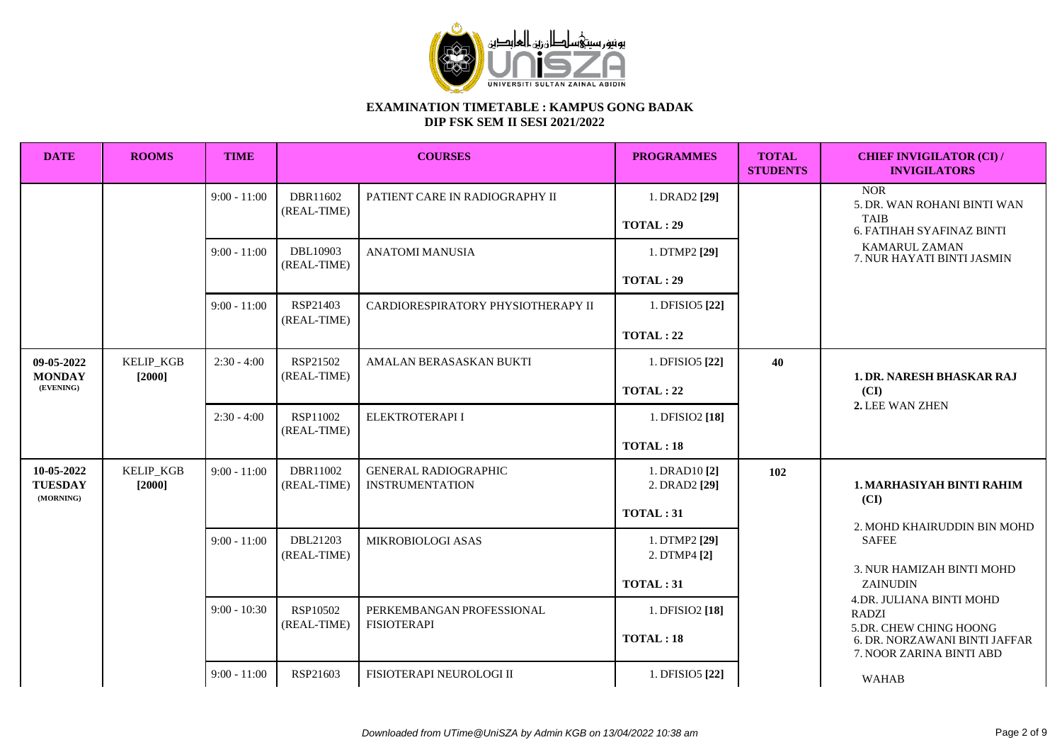# EXAMINATION TIMETABLE : KAMPUS GONG BADAK

## DIP FSK SEM II SESI 2021/2022

| DATE | ROOMS | TIME | COURSES | | PROGRAMMES | TOTAL STUDENTS | CHIEF INVIGILATOR (CI) / INVIGILATORS |
|---|---|---|---|---|---|---|---|
| | | 9:00 - 11:00 | DBR11602 (REAL-TIME) | PATIENT CARE IN RADIOGRAPHY II | 1. DRAD2 **[29]**<br>**TOTAL : 29** | | NOR<br>5. DR. WAN ROHANI BINTI WAN TAIB<br>6. FATIHAH SYAFINAZ BINTI KAMARUL ZAMAN<br>7. NUR HAYATI BINTI JASMIN |
| | | 9:00 - 11:00 | DBL10903 (REAL-TIME) | ANATOMI MANUSIA | 1. DTMP2 **[29]**<br>**TOTAL : 29** | | |
| | | 9:00 - 11:00 | RSP21403 (REAL-TIME) | CARDIORESPIRATORY PHYSIOTHERAPY II | 1. DFISIO5 **[22]**<br>**TOTAL : 22** | | |
| **09-05-2022 MONDAY (EVENING)** | KELIP_KGB **[2000]** | 2:30 - 4:00 | RSP21502 (REAL-TIME) | AMALAN BERASASKAN BUKTI | 1. DFISIO5 **[22]**<br>**TOTAL : 22** | **40** | **1. DR. NARESH BHASKAR RAJ (CI)**<br>**2.** LEE WAN ZHEN |
| | | 2:30 - 4:00 | RSP11002 (REAL-TIME) | ELEKTROTERAPI I | 1. DFISIO2 **[18]**<br>**TOTAL : 18** | | |
| **10-05-2022 TUESDAY (MORNING)** | KELIP_KGB **[2000]** | 9:00 - 11:00 | DBR11002 (REAL-TIME) | GENERAL RADIOGRAPHIC INSTRUMENTATION | 1. DRAD10 **[2]**<br>2. DRAD2 **[29]**<br>**TOTAL : 31** | **102** | **1. MARHASIYAH BINTI RAHIM (CI)**<br>2. MOHD KHAIRUDDIN BIN MOHD SAFEE<br>3. NUR HAMIZAH BINTI MOHD ZAINUDIN<br>4.DR. JULIANA BINTI MOHD RADZI<br>5.DR. CHEW CHING HOONG<br>6. DR. NORZAWANI BINTI JAFFAR<br>7. NOOR ZARINA BINTI ABD WAHAB |
| | | 9:00 - 11:00 | DBL21203 (REAL-TIME) | MIKROBIOLOGI ASAS | 1. DTMP2 **[29]**<br>2. DTMP4 **[2]**<br>**TOTAL : 31** | | |
| | | 9:00 - 10:30 | RSP10502 (REAL-TIME) | PERKEMBANGAN PROFESSIONAL FISIOTERAPI | 1. DFISIO2 **[18]**<br>**TOTAL : 18** | | |
| | | 9:00 - 11:00 | RSP21603 | FISIOTERAPI NEUROLOGI II | 1. DFISIO5 **[22]** | | |

*Downloaded from UTime@UniSZA by Admin KGB on 13/04/2022 10:38 am*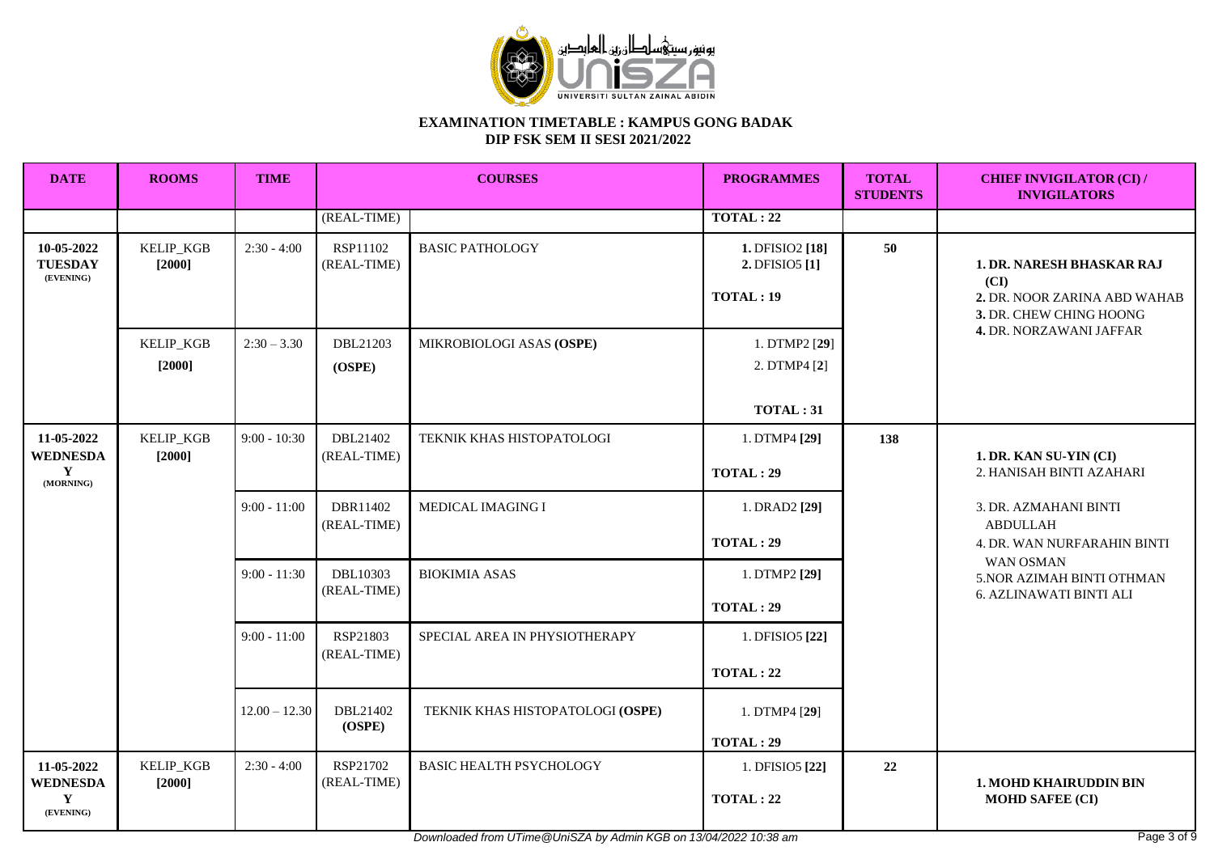**EXAMINATION TIMETABLE : KAMPUS GONG BADAK**
**DIP FSK SEM II SESI 2021/2022**

| DATE | ROOMS | TIME | COURSES | | PROGRAMMES | TOTAL STUDENTS | CHIEF INVIGILATOR (CI) / INVIGILATORS |
|---|---|---|---|---|---|---|---|
| | | | (REAL-TIME) | | TOTAL : 22 | | |
| 10-05-2022 TUESDAY (EVENING) | KELIP_KGB [2000] | 2:30 - 4:00 | RSP11102 (REAL-TIME) | BASIC PATHOLOGY | 1. DFISIO2 [18] 2. DFISIO5 [1] TOTAL : 19 | 50 | 1. DR. NARESH BHASKAR RAJ (CI) 2. DR. NOOR ZARINA ABD WAHAB 3. DR. CHEW CHING HOONG 4. DR. NORZAWANI JAFFAR |
| | KELIP_KGB [2000] | 2:30 – 3.30 | DBL21203 (OSPE) | MIKROBIOLOGI ASAS (OSPE) | 1. DTMP2 [29] 2. DTMP4 [2] TOTAL : 31 | | |
| 11-05-2022 WEDNESDAY (MORNING) | KELIP_KGB [2000] | 9:00 - 10:30 | DBL21402 (REAL-TIME) | TEKNIK KHAS HISTOPATOLOGI | 1. DTMP4 [29] TOTAL : 29 | 138 | 1. DR. KAN SU-YIN (CI) 2. HANISAH BINTI AZAHARI 3. DR. AZMAHANI BINTI ABDULLAH 4. DR. WAN NURFARAHIN BINTI WAN OSMAN 5.NOR AZIMAH BINTI OTHMAN 6. AZLINAWATI BINTI ALI |
| | | 9:00 - 11:00 | DBR11402 (REAL-TIME) | MEDICAL IMAGING I | 1. DRAD2 [29] TOTAL : 29 | | |
| | | 9:00 - 11:30 | DBL10303 (REAL-TIME) | BIOKIMIA ASAS | 1. DTMP2 [29] TOTAL : 29 | | |
| | | 9:00 - 11:00 | RSP21803 (REAL-TIME) | SPECIAL AREA IN PHYSIOTHERAPY | 1. DFISIO5 [22] TOTAL : 22 | | |
| | | 12.00 – 12.30 | DBL21402 (OSPE) | TEKNIK KHAS HISTOPATOLOGI (OSPE) | 1. DTMP4 [29] TOTAL : 29 | | |
| 11-05-2022 WEDNESDAY (EVENING) | KELIP_KGB [2000] | 2:30 - 4:00 | RSP21702 (REAL-TIME) | BASIC HEALTH PSYCHOLOGY | 1. DFISIO5 [22] TOTAL : 22 | 22 | 1. MOHD KHAIRUDDIN BIN MOHD SAFEE (CI) |

*Downloaded from UTime@UniSZA by Admin KGB on 13/04/2022 10:38 am*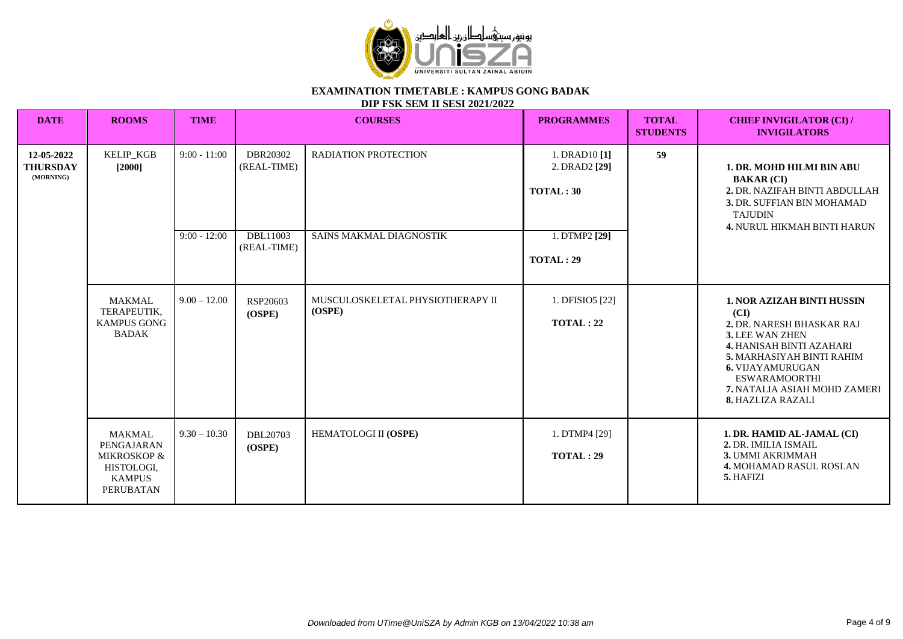**EXAMINATION TIMETABLE : KAMPUS GONG BADAK**

**DIP FSK SEM II SESI 2021/2022**

| DATE | ROOMS | TIME | COURSES | | PROGRAMMES | TOTAL STUDENTS | CHIEF INVIGILATOR (CI) / INVIGILATORS |
|---|---|---|---|---|---|---|---|
| **12-05-2022 THURSDAY (MORNING)** | KELIP_KGB **[2000]** | 9:00 - 11:00 | DBR20302 (REAL-TIME) | RADIATION PROTECTION | 1. DRAD10 **[1]** 2. DRAD2 **[29]** **TOTAL : 30** | **59** | **1. DR. MOHD HILMI BIN ABU BAKAR (CI)** **2.** DR. NAZIFAH BINTI ABDULLAH **3.** DR. SUFFIAN BIN MOHAMAD TAJUDIN **4.** NURUL HIKMAH BINTI HARUN |
| | | 9:00 - 12:00 | DBL11003 (REAL-TIME) | SAINS MAKMAL DIAGNOSTIK | 1. DTMP2 **[29]** **TOTAL : 29** | | |
| | MAKMAL TERAPEUTIK, KAMPUS GONG BADAK | 9.00 – 12.00 | RSP20603 **(OSPE)** | MUSCULOSKELETAL PHYSIOTHERAPY II **(OSPE)** | 1. DFISIO5 [22] **TOTAL : 22** | | **1. NOR AZIZAH BINTI HUSSIN (CI)** **2.** DR. NARESH BHASKAR RAJ **3.** LEE WAN ZHEN **4.** HANISAH BINTI AZAHARI **5.** MARHASIYAH BINTI RAHIM **6.** VIJAYAMURUGAN ESWARAMOORTHI **7.** NATALIA ASIAH MOHD ZAMERI **8.** HAZLIZA RAZALI |
| | MAKMAL PENGAJARAN MIKROSKOP & HISTOLOGI, KAMPUS PERUBATAN | 9.30 – 10.30 | DBL20703 **(OSPE)** | HEMATOLOGI II **(OSPE)** | 1. DTMP4 [29] **TOTAL : 29** | | **1. DR. HAMID AL-JAMAL (CI)** **2.** DR. IMILIA ISMAIL **3.** UMMI AKRIMMAH **4.** MOHAMAD RASUL ROSLAN **5.** HAFIZI |

*Downloaded from UTime@UniSZA by Admin KGB on 13/04/2022 10:38 am*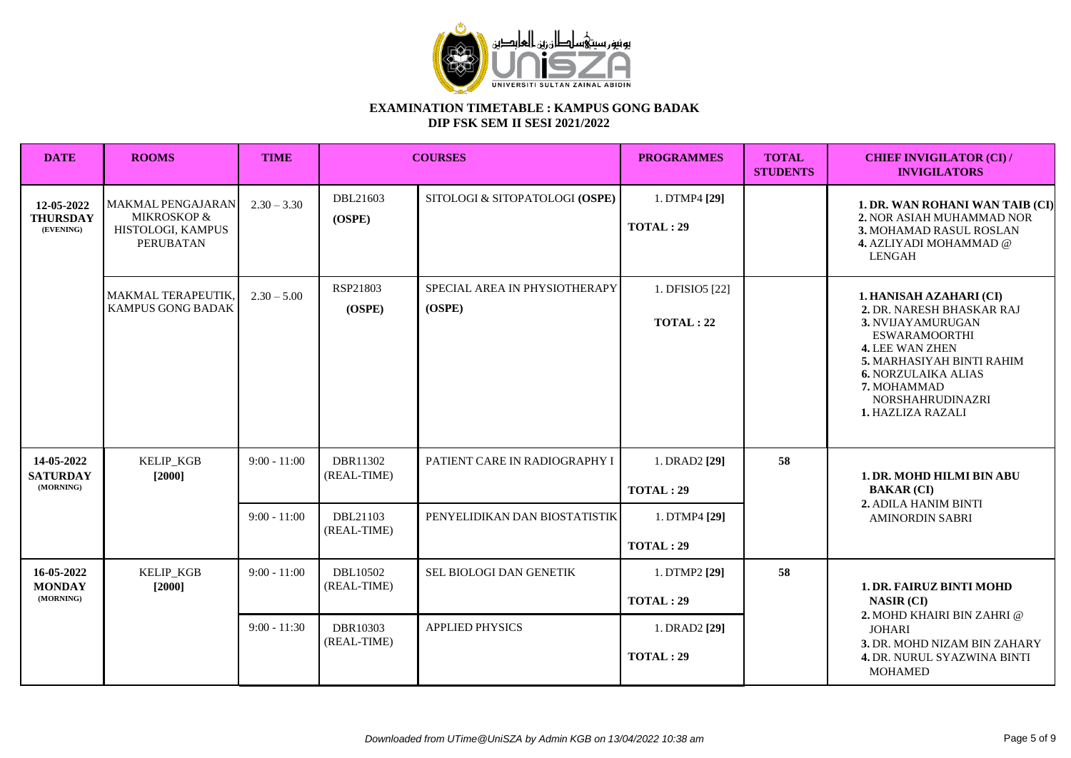# EXAMINATION TIMETABLE : KAMPUS GONG BADAK

## DIP FSK SEM II SESI 2021/2022

| DATE | ROOMS | TIME | COURSES | | PROGRAMMES | TOTAL STUDENTS | CHIEF INVIGILATOR (CI) / INVIGILATORS |
|---|---|---|---|---|---|---|---|
| **12-05-2022 THURSDAY (EVENING)** | MAKMAL PENGAJARAN MIKROSKOP & HISTOLOGI, KAMPUS PERUBATAN | 2.30 – 3.30 | DBL21603 **(OSPE)** | SITOLOGI & SITOPATOLOGI **(OSPE)** | 1. DTMP4 **[29]** **TOTAL : 29** | | **1. DR. WAN ROHANI WAN TAIB (CI)** **2.** NOR ASIAH MUHAMMAD NOR **3.** MOHAMAD RASUL ROSLAN **4.** AZLIYADI MOHAMMAD @ LENGAH |
| | MAKMAL TERAPEUTIK, KAMPUS GONG BADAK | 2.30 – 5.00 | RSP21803 **(OSPE)** | SPECIAL AREA IN PHYSIOTHERAPY **(OSPE)** | 1. DFISIO5 [22] **TOTAL : 22** | | **1. HANISAH AZAHARI (CI)** **2.** DR. NARESH BHASKAR RAJ **3.** NVIJAYAMURUGAN ESWARAMOORTHI **4.** LEE WAN ZHEN **5.** MARHASIYAH BINTI RAHIM **6.** NORZULAIKA ALIAS **7.** MOHAMMAD NORSHAHRUDINAZRI **1.** HAZLIZA RAZALI |
| **14-05-2022 SATURDAY (MORNING)** | KELIP_KGB **[2000]** | 9:00 - 11:00 | DBR11302 (REAL-TIME) | PATIENT CARE IN RADIOGRAPHY I | 1. DRAD2 **[29]** **TOTAL : 29** | **58** | **1. DR. MOHD HILMI BIN ABU BAKAR (CI)** **2.** ADILA HANIM BINTI AMINORDIN SABRI |
| | | 9:00 - 11:00 | DBL21103 (REAL-TIME) | PENYELIDIKAN DAN BIOSTATISTIK | 1. DTMP4 **[29]** **TOTAL : 29** | | |
| **16-05-2022 MONDAY (MORNING)** | KELIP_KGB **[2000]** | 9:00 - 11:00 | DBL10502 (REAL-TIME) | SEL BIOLOGI DAN GENETIK | 1. DTMP2 **[29]** **TOTAL : 29** | **58** | **1. DR. FAIRUZ BINTI MOHD NASIR (CI)** **2.** MOHD KHAIRI BIN ZAHRI @ JOHARI **3.** DR. MOHD NIZAM BIN ZAHARY **4.** DR. NURUL SYAZWINA BINTI MOHAMED |
| | | 9:00 - 11:30 | DBR10303 (REAL-TIME) | APPLIED PHYSICS | 1. DRAD2 **[29]** **TOTAL : 29** | | |

*Downloaded from UTime@UniSZA by Admin KGB on 13/04/2022 10:38 am*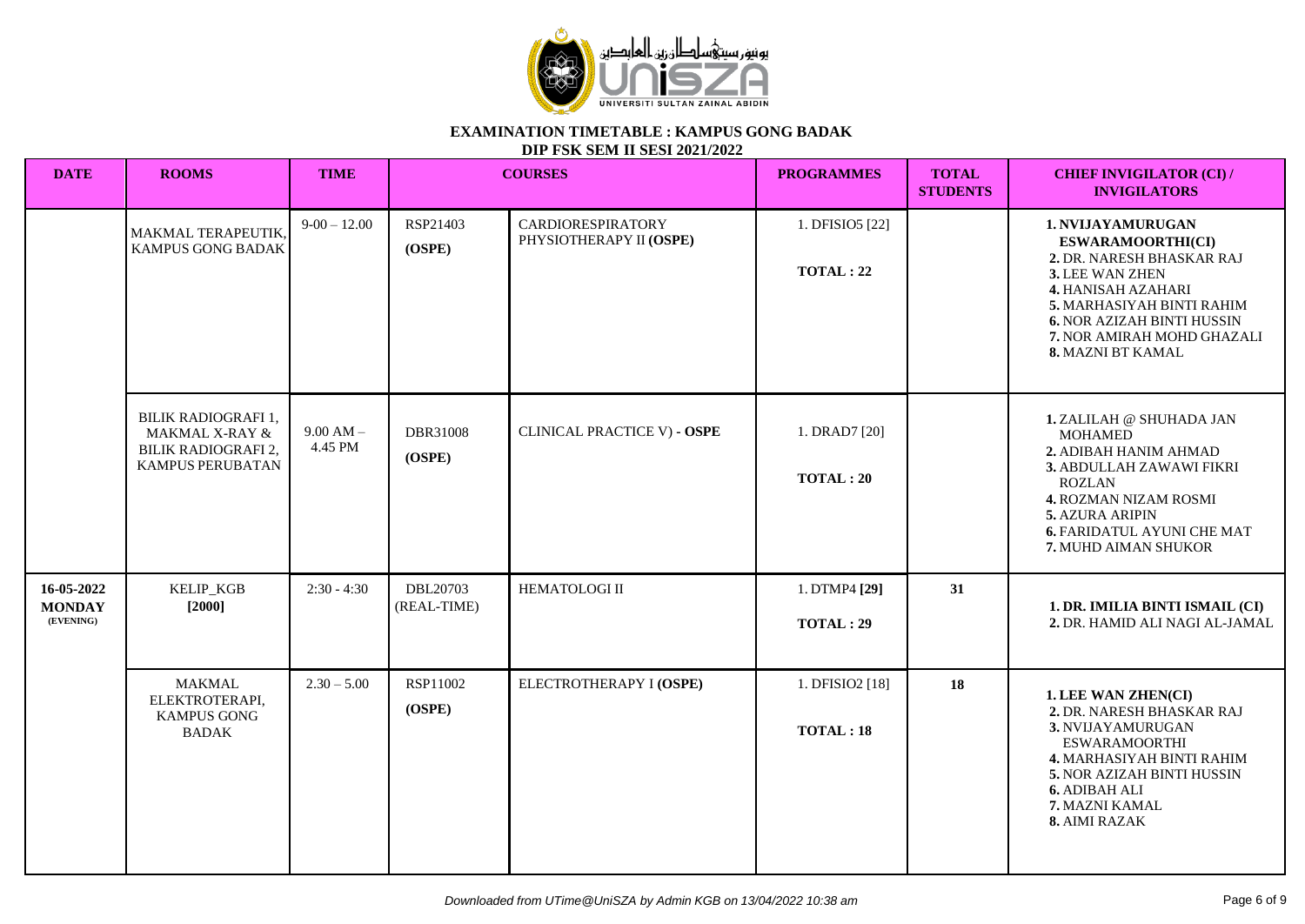**EXAMINATION TIMETABLE : KAMPUS GONG BADAK**

**DIP FSK SEM II SESI 2021/2022**

| DATE | ROOMS | TIME | COURSES | | PROGRAMMES | TOTAL STUDENTS | CHIEF INVIGILATOR (CI) / INVIGILATORS |
|---|---|---|---|---|---|---|---|
| | MAKMAL TERAPEUTIK, KAMPUS GONG BADAK | 9-00 – 12.00 | RSP21403 **(OSPE)** | CARDIORESPIRATORY PHYSIOTHERAPY II **(OSPE)** | 1. DFISIO5 [22]<br>**TOTAL : 22** | | **1. NVIJAYAMURUGAN ESWARAMOORTHI(CI)**<br>**2.** DR. NARESH BHASKAR RAJ<br>**3.** LEE WAN ZHEN<br>**4.** HANISAH AZAHARI<br>**5.** MARHASIYAH BINTI RAHIM<br>**6.** NOR AZIZAH BINTI HUSSIN<br>**7.** NOR AMIRAH MOHD GHAZALI<br>**8.** MAZNI BT KAMAL |
| | BILIK RADIOGRAFI 1, MAKMAL X-RAY & BILIK RADIOGRAFI 2, KAMPUS PERUBATAN | 9.00 AM – 4.45 PM | DBR31008 **(OSPE)** | CLINICAL PRACTICE V) - **OSPE** | 1. DRAD7 [20]<br>**TOTAL : 20** | | **1.** ZALILAH @ SHUHADA JAN MOHAMED<br>**2.** ADIBAH HANIM AHMAD<br>**3.** ABDULLAH ZAWAWI FIKRI ROZLAN<br>**4.** ROZMAN NIZAM ROSMI<br>**5.** AZURA ARIPIN<br>**6.** FARIDATUL AYUNI CHE MAT<br>**7.** MUHD AIMAN SHUKOR |
| **16-05-2022 MONDAY (EVENING)** | KELIP_KGB **[2000]** | 2:30 - 4:30 | DBL20703 (REAL-TIME) | HEMATOLOGI II | 1. DTMP4 **[29]**<br>**TOTAL : 29** | **31** | **1. DR. IMILIA BINTI ISMAIL (CI)**<br>**2.** DR. HAMID ALI NAGI AL-JAMAL |
| | MAKMAL ELEKTROTERAPI, KAMPUS GONG BADAK | 2.30 – 5.00 | RSP11002 **(OSPE)** | ELECTROTHERAPY I **(OSPE)** | 1. DFISIO2 [18]<br>**TOTAL : 18** | **18** | **1. LEE WAN ZHEN(CI)**<br>**2.** DR. NARESH BHASKAR RAJ<br>**3.** NVIJAYAMURUGAN ESWARAMOORTHI<br>**4.** MARHASIYAH BINTI RAHIM<br>**5.** NOR AZIZAH BINTI HUSSIN<br>**6.** ADIBAH ALI<br>**7.** MAZNI KAMAL<br>**8.** AIMI RAZAK |

*Downloaded from UTime@UniSZA by Admin KGB on 13/04/2022 10:38 am*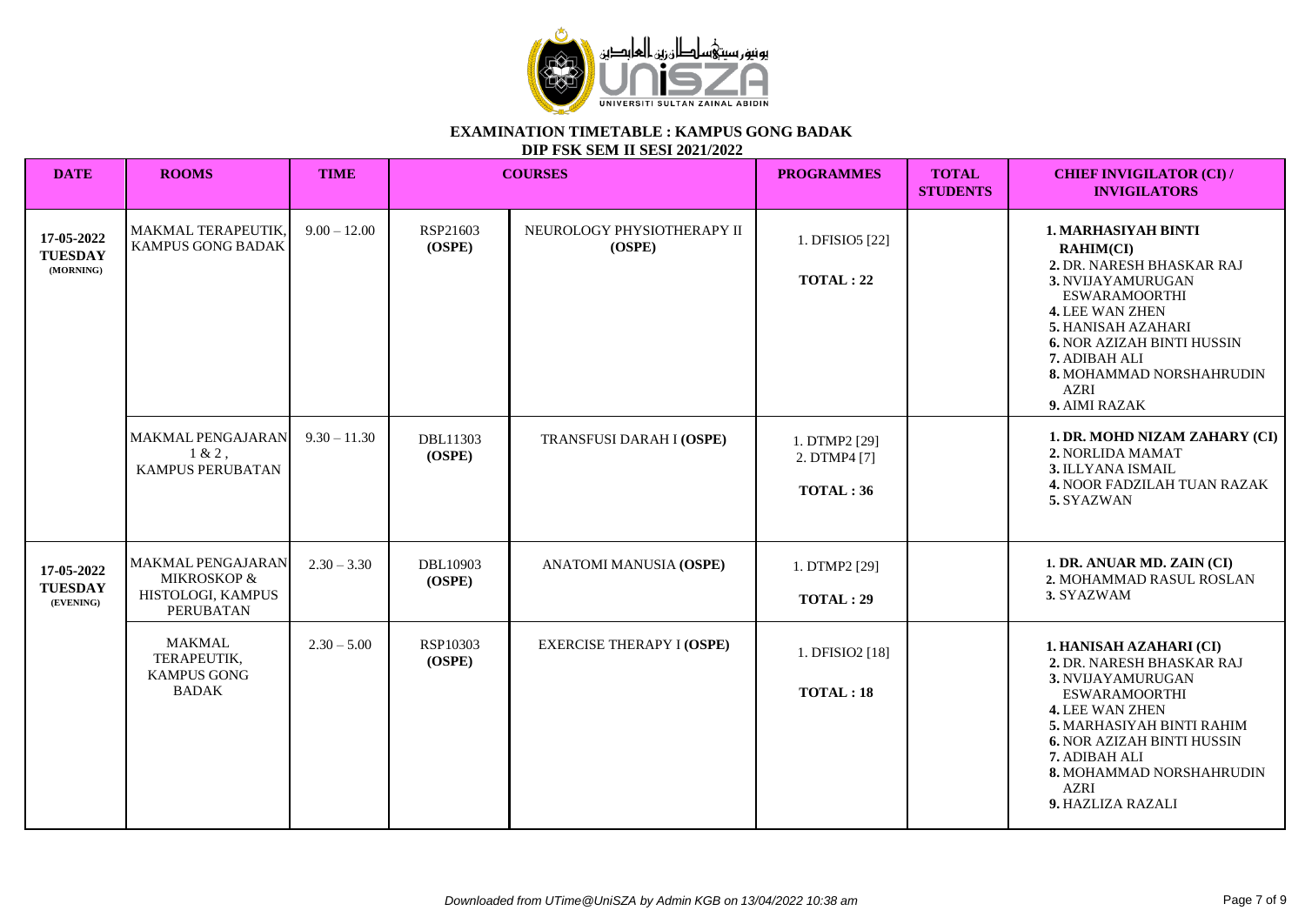**EXAMINATION TIMETABLE : KAMPUS GONG BADAK**

**DIP FSK SEM II SESI 2021/2022**

| DATE | ROOMS | TIME | COURSES | | PROGRAMMES | TOTAL STUDENTS | CHIEF INVIGILATOR (CI) / INVIGILATORS |
|---|---|---|---|---|---|---|---|
| **17-05-2022 TUESDAY (MORNING)** | MAKMAL TERAPEUTIK, KAMPUS GONG BADAK | 9.00 – 12.00 | RSP21603 **(OSPE)** | NEUROLOGY PHYSIOTHERAPY II **(OSPE)** | 1. DFISIO5 [22] **TOTAL : 22** | | **1. MARHASIYAH BINTI RAHIM(CI)** **2.** DR. NARESH BHASKAR RAJ **3.** NVIJAYAMURUGAN ESWARAMOORTHI **4.** LEE WAN ZHEN **5.** HANISAH AZAHARI **6.** NOR AZIZAH BINTI HUSSIN **7.** ADIBAH ALI **8.** MOHAMMAD NORSHAHRUDIN AZRI **9.** AIMI RAZAK |
| | MAKMAL PENGAJARAN 1 & 2 , KAMPUS PERUBATAN | 9.30 – 11.30 | DBL11303 **(OSPE)** | TRANSFUSI DARAH I **(OSPE)** | 1. DTMP2 [29] 2. DTMP4 [7] **TOTAL : 36** | | **1. DR. MOHD NIZAM ZAHARY (CI)** **2.** NORLIDA MAMAT **3.** ILLYANA ISMAIL **4.** NOOR FADZILAH TUAN RAZAK **5.** SYAZWAN |
| **17-05-2022 TUESDAY (EVENING)** | MAKMAL PENGAJARAN MIKROSKOP & HISTOLOGI, KAMPUS PERUBATAN | 2.30 – 3.30 | DBL10903 **(OSPE)** | ANATOMI MANUSIA **(OSPE)** | 1. DTMP2 [29] **TOTAL : 29** | | **1. DR. ANUAR MD. ZAIN (CI)** **2.** MOHAMMAD RASUL ROSLAN **3.** SYAZWAM |
| | MAKMAL TERAPEUTIK, KAMPUS GONG BADAK | 2.30 – 5.00 | RSP10303 **(OSPE)** | EXERCISE THERAPY I **(OSPE)** | 1. DFISIO2 [18] **TOTAL : 18** | | **1. HANISAH AZAHARI (CI)** **2.** DR. NARESH BHASKAR RAJ **3.** NVIJAYAMURUGAN ESWARAMOORTHI **4.** LEE WAN ZHEN **5.** MARHASIYAH BINTI RAHIM **6.** NOR AZIZAH BINTI HUSSIN **7.** ADIBAH ALI **8.** MOHAMMAD NORSHAHRUDIN AZRI **9.** HAZLIZA RAZALI |

*Downloaded from UTime@UniSZA by Admin KGB on 13/04/2022 10:38 am*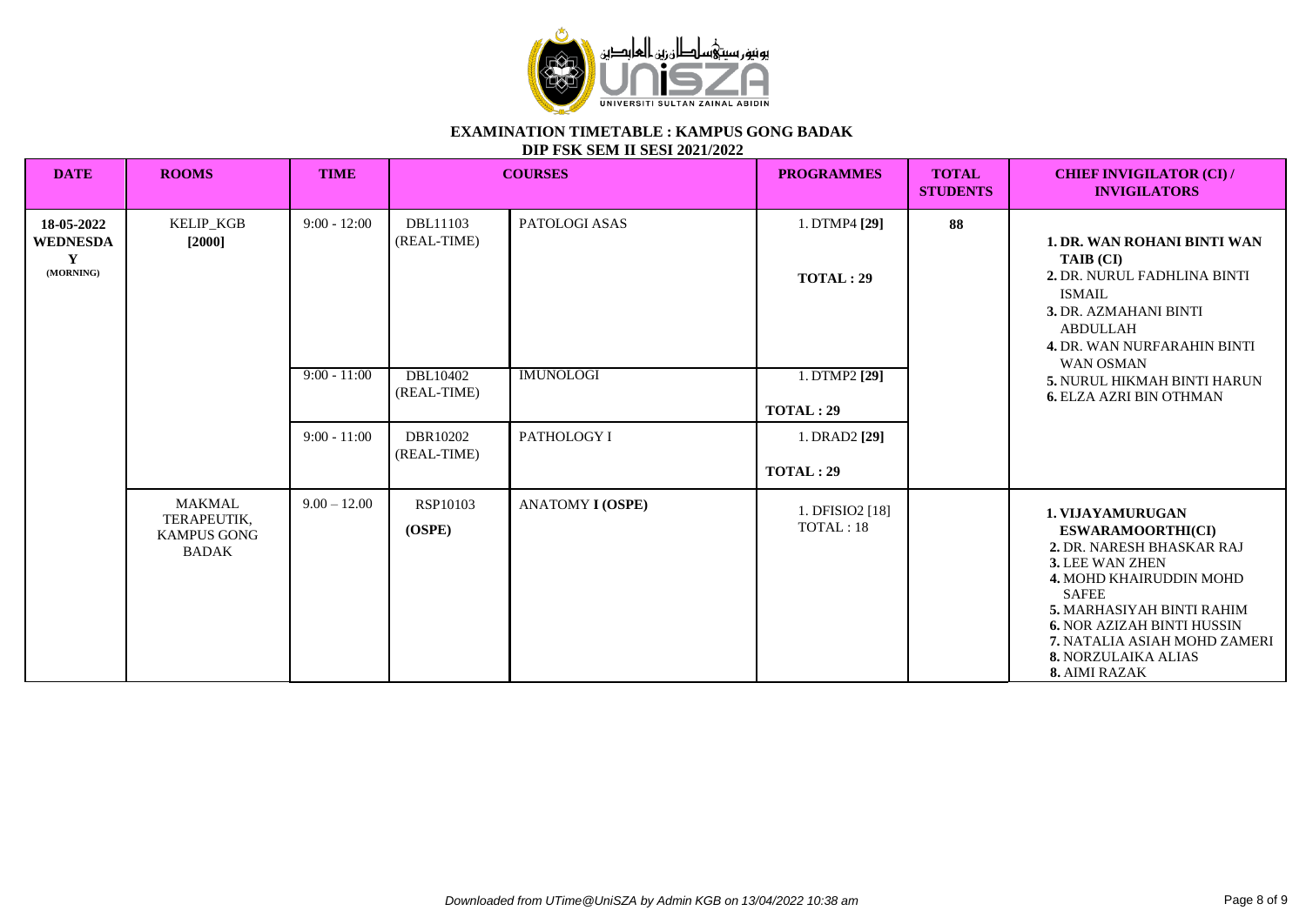# EXAMINATION TIMETABLE : KAMPUS GONG BADAK

## DIP FSK SEM II SESI 2021/2022

| DATE | ROOMS | TIME | COURSES | | PROGRAMMES | TOTAL STUDENTS | CHIEF INVIGILATOR (CI) / INVIGILATORS |
|---|---|---|---|---|---|---|---|
| **18-05-2022 WEDNESDAY (MORNING)** | KELIP_KGB **[2000]** | 9:00 - 12:00 | DBL11103 (REAL-TIME) | PATOLOGI ASAS | 1. DTMP4 **[29]** **TOTAL : 29** | **88** | **1. DR. WAN ROHANI BINTI WAN TAIB (CI)** **2.** DR. NURUL FADHLINA BINTI ISMAIL **3.** DR. AZMAHANI BINTI ABDULLAH **4.** DR. WAN NURFARAHIN BINTI WAN OSMAN **5.** NURUL HIKMAH BINTI HARUN **6.** ELZA AZRI BIN OTHMAN |
| | | 9:00 - 11:00 | DBL10402 (REAL-TIME) | IMUNOLOGI | 1. DTMP2 **[29]** **TOTAL : 29** | | |
| | | 9:00 - 11:00 | DBR10202 (REAL-TIME) | PATHOLOGY I | 1. DRAD2 **[29]** **TOTAL : 29** | | |
| | MAKMAL TERAPEUTIK, KAMPUS GONG BADAK | 9.00 – 12.00 | RSP10103 **(OSPE)** | ANATOMY **I (OSPE)** | 1. DFISIO2 [18] TOTAL : 18 | | **1. VIJAYAMURUGAN ESWARAMOORTHI(CI)** **2.** DR. NARESH BHASKAR RAJ **3.** LEE WAN ZHEN **4.** MOHD KHAIRUDDIN MOHD SAFEE **5.** MARHASIYAH BINTI RAHIM **6.** NOR AZIZAH BINTI HUSSIN **7.** NATALIA ASIAH MOHD ZAMERI **8.** NORZULAIKA ALIAS **8.** AIMI RAZAK |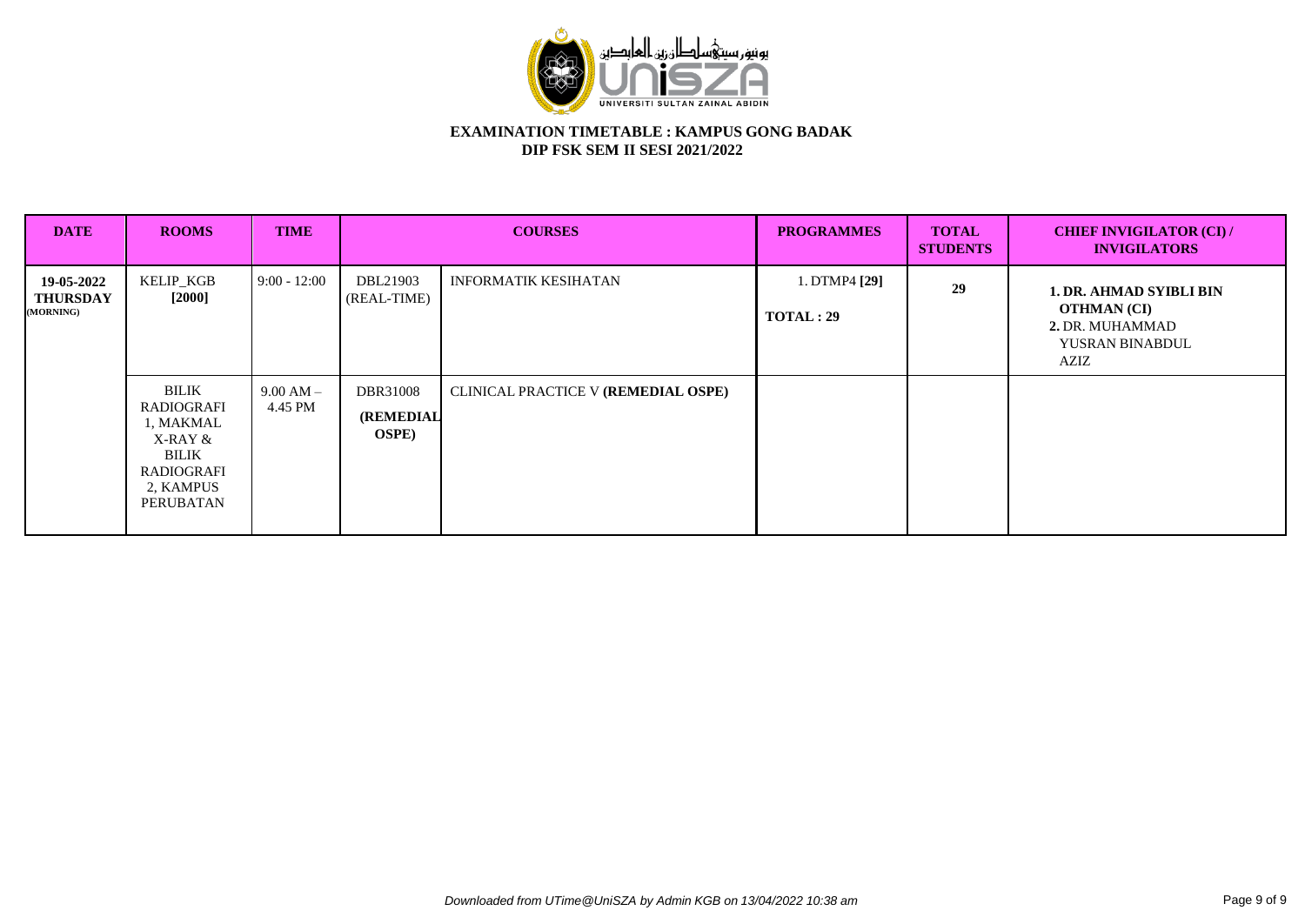# EXAMINATION TIMETABLE : KAMPUS GONG BADAK
## DIP FSK SEM II SESI 2021/2022

| DATE | ROOMS | TIME | COURSES | | PROGRAMMES | TOTAL STUDENTS | CHIEF INVIGILATOR (CI) / INVIGILATORS |
|---|---|---|---|---|---|---|---|
| **19-05-2022 THURSDAY (MORNING)** | KELIP_KGB **[2000]** | 9:00 - 12:00 | DBL21903 (REAL-TIME) | INFORMATIK KESIHATAN | 1. DTMP4 **[29]** **TOTAL : 29** | **29** | **1. DR. AHMAD SYIBLI BIN OTHMAN (CI)** **2.** DR. MUHAMMAD YUSRAN BINABDUL AZIZ |
| | BILIK RADIOGRAFI 1, MAKMAL X-RAY & BILIK RADIOGRAFI 2, KAMPUS PERUBATAN | 9.00 AM – 4.45 PM | DBR31008 **(REMEDIAL OSPE)** | CLINICAL PRACTICE V **(REMEDIAL OSPE)** | | | |

*Downloaded from UTime@UniSZA by Admin KGB on 13/04/2022 10:38 am*